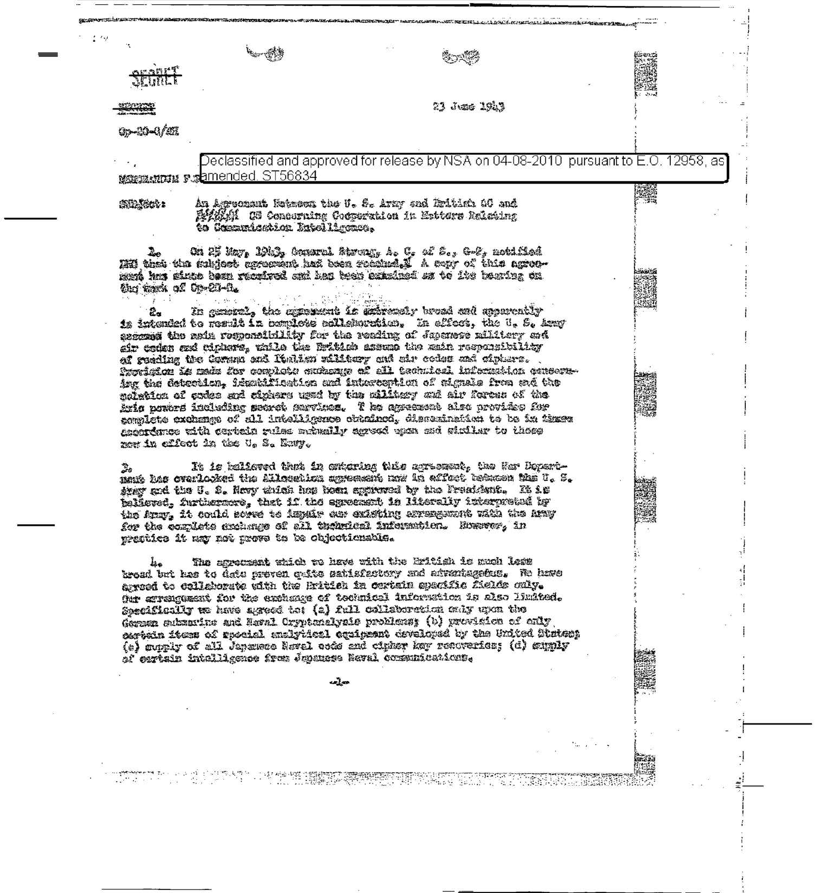SECRET

SECRET

Op-20-G/HE

23 June 1943

Declassified and approved for release by NSA on 04-08-2010 pursuant to E.O. 12958, as amended. ST56834

MEMORANDUM FOR

SUBJECT: An Agreement Between the U. S. Army and British GC and CS Concerning Cooperation in Matters Relating to Communication Intelligence.

1. On 25 May, 1943, General Strong, A. C. of S., G-2, notified DNI that the subject agreement had been reached. A copy of this agreement has since been received and has been examined as to its bearing on the work of Op-20-G.

2. In general, the agreement is extremely broad and apparently is intended to result in complete collaboration. In effect, the U. S. Army assumes the main responsibility for the reading of Japanese military and air codes and ciphers, while the British assume the main responsibility of reading the German and Italian military and air codes and ciphers. Provision is made for complete exchange of all technical information concerning the detection, identification and interception of signals from and the solution of codes and ciphers used by the military and air forces of the Axis powers including secret services. The agreement also provides for complete exchange of all intelligence obtained, dissemination to be in (three) accordance with certain rules mutually agreed upon and similar to those now in effect in the U. S. Navy.

3. It is believed that in entering this agreement, the War Department has overlooked the Allocation agreement now in effect between the U. S. Army and the U. S. Navy which has been approved by the President. It is believed, furthermore, that if the agreement is literally interpreted by the Army, it could serve to impair our existing arrangement with the Army for the complete exchange of all technical information. However, in practice it may not prove to be objectionable.

4. The agreement which we have with the British is much less broad but has to date proven quite satisfactory and advantageous. We have agreed to collaborate with the British in certain specific fields only. Our arrangement for the exchange of technical information is also limited. Specifically we have agreed to: (a) full collaboration only upon the German submarine and Naval Cryptanalysis problems; (b) provision of only certain items of special analytical equipment developed by the United States; (c) supply of all Japanese Naval code and cipher key recoveries; (d) supply of certain intelligence from Japanese Naval communications.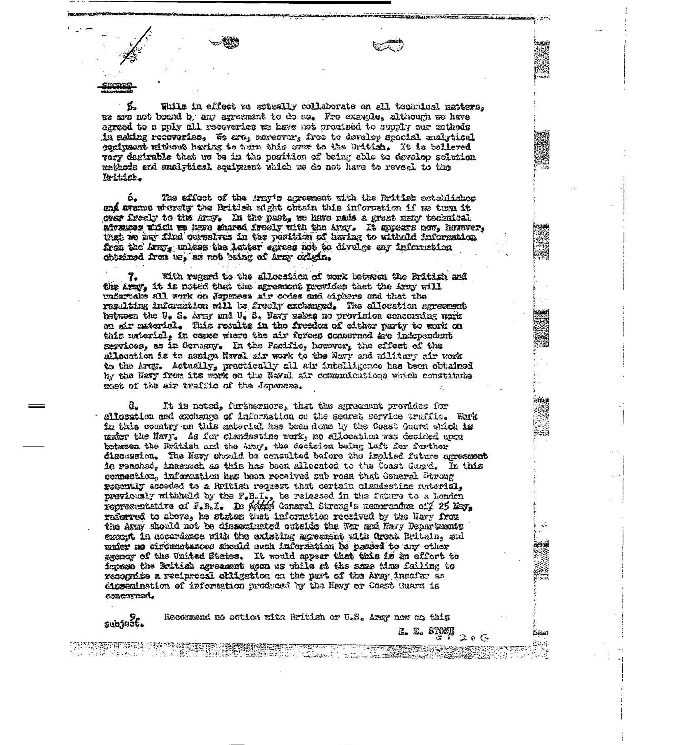SECRET

5. While in effect we actually collaborate on all technical matters, we are not bound b, any agreement to do so. Fro example, although we have agreed to s pply all recoveries we have not promised to supply our methods in making recoveries. We are, moreover, free to develop special analytical equipment without having to turn this over to the British. It is believed very desirable that we be in the position of being able to develop solution methods and analytical equipment which we do not have to reveal to the British.

6. The effect of the Army's agreement with the British establishes and avenue whereby the British might obtain this information if we turn it over freely to the Army. In the past, we have made a great many technical advances which we have shared freely with the Army. It appears now, however, that we may find ourselves in the position of having to withold information from the Army, unless the latter agrees not to divulge any information obtained from us, as not being of Army origin.

7. With regard to the allocation of work between the British and the Army, it is noted that the agreement provides that the Army will undertake all work on Japanese air codes and ciphers and that the resulting information will be freely exchanged. The allocation agreement between the U. S. Army and U. S. Navy makes no provision concerning work on air material. This results in the freedom of either party to work on this material, in cases where the air forces concerned are independent services, as in Germany. In the Pacific, however, the effect of the allocation is to assign Naval air work to the Navy and military air work to the Army. Actually, practically all air intelligence has been obtained by the Navy from its work on the Naval air communications which constitute most of the air traffic of the Japanese.

8. It is noted, furthermore, that the agreement provides for allocation and exchange of information on the secret service traffic. Work in this country on this material has been done by the Coast Guard which is under the Navy. As for clandestine work, no allocation was decided upon between the British and the Army, the decision being left for further discussion. The Navy should be consulted before the implied future agreement is reached, inasmuch as this has been allocated to the Coast Guard. In this connection, information has been received sub rosa that General Strong recently acceded to a British request that certain clandestine material, previously withheld by the F.B.I., be released in the future to a London representative of F.B.I. In General Strong's memorandum of 25 May, referred to above, he states that information received by the Navy from the Army should not be disseminated outside the War and Navy Departments except in accordance with the existing agreement with Great Britain, and under no circumstances should such information be passed to any other agency of the United States. It would appear that this is an effort to impose the British agreement upon us while at the same time failing to recognize a reciprocal obligation on the part of the Army insofar as dissemination of information produced by the Navy or Coast Guard is concerned.

9. Recommend no action with British or U.S. Army now on this subject.

E. E. STONE